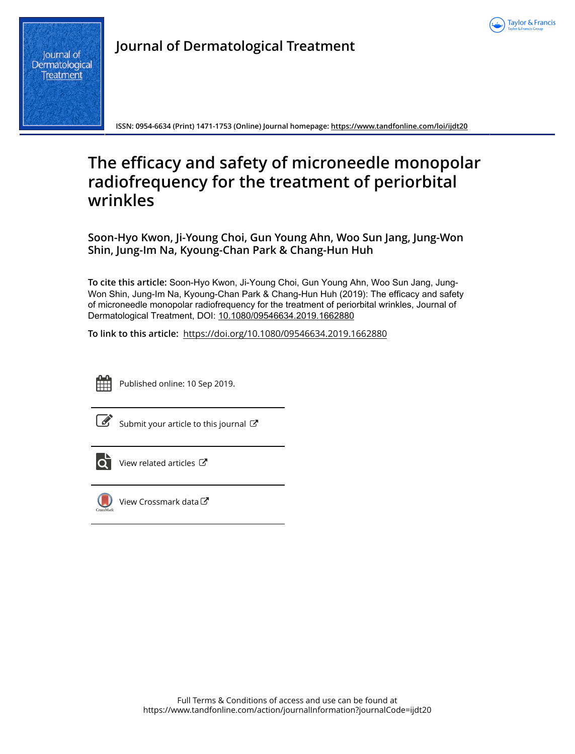Journal of Dermatological Treatment

ISSN: 0954-6634 (Print) 1471-1753 (Online) Journal homepage: https://www.tandfonline.com/loi/ijdt20

# The efficacy and safety of microneedle monopolar radiofrequency for the treatment of periorbital wrinkles

**Soon-Hyo Kwon, Ji-Young Choi, Gun Young Ahn, Woo Sun Jang, Jung-Won Shin, Jung-Im Na, Kyoung-Chan Park & Chang-Hun Huh**

**To cite this article:** Soon-Hyo Kwon, Ji-Young Choi, Gun Young Ahn, Woo Sun Jang, Jung-Won Shin, Jung-Im Na, Kyoung-Chan Park & Chang-Hun Huh (2019): The efficacy and safety of microneedle monopolar radiofrequency for the treatment of periorbital wrinkles, Journal of Dermatological Treatment, DOI: 10.1080/09546634.2019.1662880

**To link to this article:** https://doi.org/10.1080/09546634.2019.1662880

Published online: 10 Sep 2019.

Submit your article to this journal

View related articles

View Crossmark data

Full Terms & Conditions of access and use can be found at
https://www.tandfonline.com/action/journalInformation?journalCode=ijdt20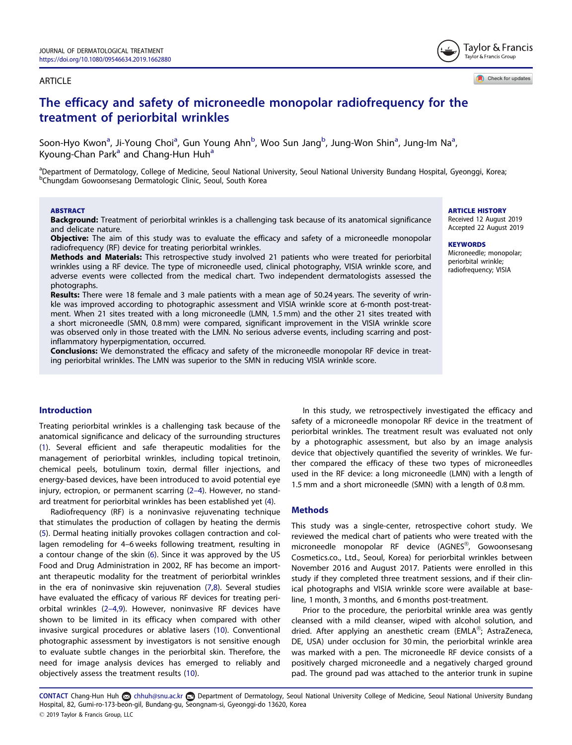ARTICLE

# The efficacy and safety of microneedle monopolar radiofrequency for the treatment of periorbital wrinkles

Soon-Hyo Kwon[a], Ji-Young Choi[a], Gun Young Ahn[b], Woo Sun Jang[b], Jung-Won Shin[a], Jung-Im Na[a], Kyoung-Chan Park[a] and Chang-Hun Huh[a]

[a]Department of Dermatology, College of Medicine, Seoul National University, Seoul National University Bundang Hospital, Gyeonggi, Korea; [b]Chungdam Gowoonsesang Dermatologic Clinic, Seoul, South Korea

## ABSTRACT

**Background:** Treatment of periorbital wrinkles is a challenging task because of its anatomical significance and delicate nature.

**Objective:** The aim of this study was to evaluate the efficacy and safety of a microneedle monopolar radiofrequency (RF) device for treating periorbital wrinkles.

**Methods and Materials:** This retrospective study involved 21 patients who were treated for periorbital wrinkles using a RF device. The type of microneedle used, clinical photography, VISIA wrinkle score, and adverse events were collected from the medical chart. Two independent dermatologists assessed the photographs.

**Results:** There were 18 female and 3 male patients with a mean age of 50.24 years. The severity of wrinkle was improved according to photographic assessment and VISIA wrinkle score at 6-month post-treatment. When 21 sites treated with a long microneedle (LMN, 1.5 mm) and the other 21 sites treated with a short microneedle (SMN, 0.8 mm) were compared, significant improvement in the VISIA wrinkle score was observed only in those treated with the LMN. No serious adverse events, including scarring and post-inflammatory hyperpigmentation, occurred.

**Conclusions:** We demonstrated the efficacy and safety of the microneedle monopolar RF device in treating periorbital wrinkles. The LMN was superior to the SMN in reducing VISIA wrinkle score.

**ARTICLE HISTORY**
Received 12 August 2019
Accepted 22 August 2019

**KEYWORDS**
Microneedle; monopolar; periorbital wrinkle; radiofrequency; VISIA

## Introduction

Treating periorbital wrinkles is a challenging task because of the anatomical significance and delicacy of the surrounding structures (1). Several efficient and safe therapeutic modalities for the management of periorbital wrinkles, including topical tretinoin, chemical peels, botulinum toxin, dermal filler injections, and energy-based devices, have been introduced to avoid potential eye injury, ectropion, or permanent scarring (2–4). However, no standard treatment for periorbital wrinkles has been established yet (4).

Radiofrequency (RF) is a noninvasive rejuvenating technique that stimulates the production of collagen by heating the dermis (5). Dermal heating initially provokes collagen contraction and collagen remodeling for 4–6 weeks following treatment, resulting in a contour change of the skin (6). Since it was approved by the US Food and Drug Administration in 2002, RF has become an important therapeutic modality for the treatment of periorbital wrinkles in the era of noninvasive skin rejuvenation (7,8). Several studies have evaluated the efficacy of various RF devices for treating periorbital wrinkles (2–4,9). However, noninvasive RF devices have shown to be limited in its efficacy when compared with other invasive surgical procedures or ablative lasers (10). Conventional photographic assessment by investigators is not sensitive enough to evaluate subtle changes in the periorbital skin. Therefore, the need for image analysis devices has emerged to reliably and objectively assess the treatment results (10).

In this study, we retrospectively investigated the efficacy and safety of a microneedle monopolar RF device in the treatment of periorbital wrinkles. The treatment result was evaluated not only by a photographic assessment, but also by an image analysis device that objectively quantified the severity of wrinkles. We further compared the efficacy of these two types of microneedles used in the RF device: a long microneedle (LMN) with a length of 1.5 mm and a short microneedle (SMN) with a length of 0.8 mm.

## Methods

This study was a single-center, retrospective cohort study. We reviewed the medical chart of patients who were treated with the microneedle monopolar RF device (AGNES®; Gowoonsesang Cosmetics.co., Ltd., Seoul, Korea) for periorbital wrinkles between November 2016 and August 2017. Patients were enrolled in this study if they completed three treatment sessions, and if their clinical photographs and VISIA wrinkle score were available at baseline, 1 month, 3 months, and 6 months post-treatment.

Prior to the procedure, the periorbital wrinkle area was gently cleansed with a mild cleanser, wiped with alcohol solution, and dried. After applying an anesthetic cream (EMLA®; AstraZeneca, DE, USA) under occlusion for 30 min, the periorbital wrinkle area was marked with a pen. The microneedle RF device consists of a positively charged microneedle and a negatively charged ground pad. The ground pad was attached to the anterior trunk in supine

CONTACT Chang-Hun Huh chhuh@snu.ac.kr Department of Dermatology, Seoul National University College of Medicine, Seoul National University Bundang Hospital, 82, Gumi-ro-173-beon-gil, Bundang-gu, Seongnam-si, Gyeonggi-do 13620, Korea

© 2019 Taylor & Francis Group, LLC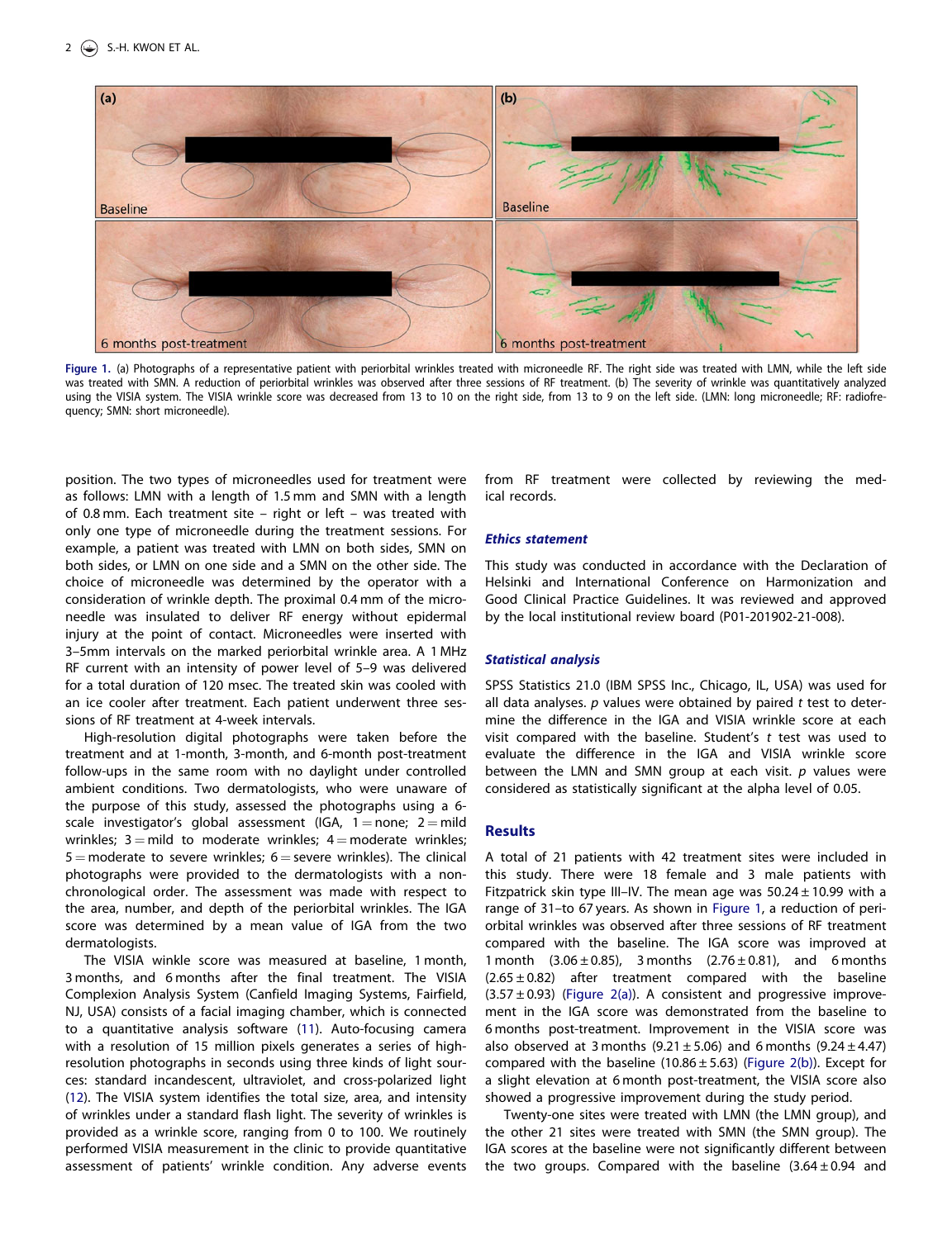Figure 1. (a) Photographs of a representative patient with periorbital wrinkles treated with microneedle RF. The right side was treated with LMN, while the left side was treated with SMN. A reduction of periorbital wrinkles was observed after three sessions of RF treatment. (b) The severity of wrinkle was quantitatively analyzed using the VISIA system. The VISIA wrinkle score was decreased from 13 to 10 on the right side, from 13 to 9 on the left side. (LMN: long microneedle; RF: radiofrequency; SMN: short microneedle).

position. The two types of microneedles used for treatment were as follows: LMN with a length of 1.5 mm and SMN with a length of 0.8 mm. Each treatment site – right or left – was treated with only one type of microneedle during the treatment sessions. For example, a patient was treated with LMN on both sides, SMN on both sides, or LMN on one side and a SMN on the other side. The choice of microneedle was determined by the operator with a consideration of wrinkle depth. The proximal 0.4 mm of the microneedle was insulated to deliver RF energy without epidermal injury at the point of contact. Microneedles were inserted with 3–5mm intervals on the marked periorbital wrinkle area. A 1 MHz RF current with an intensity of power level of 5–9 was delivered for a total duration of 120 msec. The treated skin was cooled with an ice cooler after treatment. Each patient underwent three sessions of RF treatment at 4-week intervals.

High-resolution digital photographs were taken before the treatment and at 1-month, 3-month, and 6-month post-treatment follow-ups in the same room with no daylight under controlled ambient conditions. Two dermatologists, who were unaware of the purpose of this study, assessed the photographs using a 6-scale investigator's global assessment (IGA, 1 = none; 2 = mild wrinkles; 3 = mild to moderate wrinkles; 4 = moderate wrinkles; 5 = moderate to severe wrinkles; 6 = severe wrinkles). The clinical photographs were provided to the dermatologists with a non-chronological order. The assessment was made with respect to the area, number, and depth of the periorbital wrinkles. The IGA score was determined by a mean value of IGA from the two dermatologists.

The VISIA winkle score was measured at baseline, 1 month, 3 months, and 6 months after the final treatment. The VISIA Complexion Analysis System (Canfield Imaging Systems, Fairfield, NJ, USA) consists of a facial imaging chamber, which is connected to a quantitative analysis software (11). Auto-focusing camera with a resolution of 15 million pixels generates a series of high-resolution photographs in seconds using three kinds of light sources: standard incandescent, ultraviolet, and cross-polarized light (12). The VISIA system identifies the total size, area, and intensity of wrinkles under a standard flash light. The severity of wrinkles is provided as a wrinkle score, ranging from 0 to 100. We routinely performed VISIA measurement in the clinic to provide quantitative assessment of patients' wrinkle condition. Any adverse events from RF treatment were collected by reviewing the medical records.

### *Ethics statement*

This study was conducted in accordance with the Declaration of Helsinki and International Conference on Harmonization and Good Clinical Practice Guidelines. It was reviewed and approved by the local institutional review board (P01-201902-21-008).

### *Statistical analysis*

SPSS Statistics 21.0 (IBM SPSS Inc., Chicago, IL, USA) was used for all data analyses. $p$ values were obtained by paired $t$ test to determine the difference in the IGA and VISIA wrinkle score at each visit compared with the baseline. Student's $t$ test was used to evaluate the difference in the IGA and VISIA wrinkle score between the LMN and SMN group at each visit. $p$ values were considered as statistically significant at the alpha level of 0.05.

## Results

A total of 21 patients with 42 treatment sites were included in this study. There were 18 female and 3 male patients with Fitzpatrick skin type III–IV. The mean age was $50.24 \pm 10.99$ with a range of 31–to 67 years. As shown in Figure 1, a reduction of periorbital wrinkles was observed after three sessions of RF treatment compared with the baseline. The IGA score was improved at 1 month ($3.06 \pm 0.85$), 3 months ($2.76 \pm 0.81$), and 6 months ($2.65 \pm 0.82$) after treatment compared with the baseline ($3.57 \pm 0.93$) (Figure 2(a)). A consistent and progressive improvement in the IGA score was demonstrated from the baseline to 6 months post-treatment. Improvement in the VISIA score was also observed at 3 months ($9.21 \pm 5.06$) and 6 months ($9.24 \pm 4.47$) compared with the baseline ($10.86 \pm 5.63$) (Figure 2(b)). Except for a slight elevation at 6 month post-treatment, the VISIA score also showed a progressive improvement during the study period.

Twenty-one sites were treated with LMN (the LMN group), and the other 21 sites were treated with SMN (the SMN group). The IGA scores at the baseline were not significantly different between the two groups. Compared with the baseline ($3.64 \pm 0.94$ and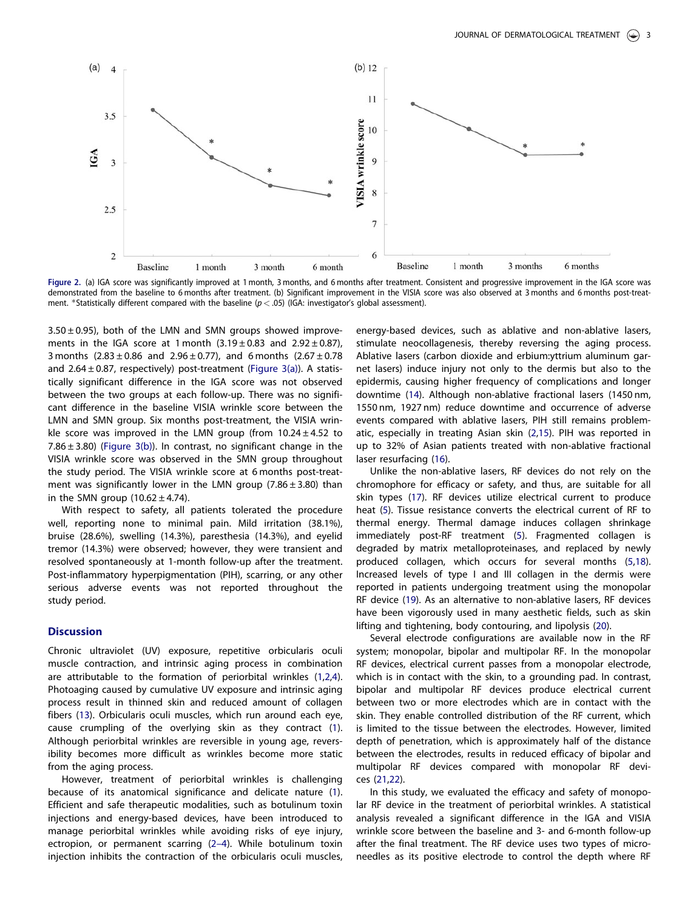Figure 2. (a) IGA score was significantly improved at 1 month, 3 months, and 6 months after treatment. Consistent and progressive improvement in the IGA score was demonstrated from the baseline to 6 months after treatment. (b) Significant improvement in the VISIA score was also observed at 3 months and 6 months post-treatment. *Statistically different compared with the baseline ($p < .05$) (IGA: investigator's global assessment).

$3.50 \pm 0.95$), both of the LMN and SMN groups showed improvements in the IGA score at 1 month ($3.19 \pm 0.83$ and $2.92 \pm 0.87$), 3 months ($2.83 \pm 0.86$ and $2.96 \pm 0.77$), and 6 months ($2.67 \pm 0.78$ and $2.64 \pm 0.87$, respectively) post-treatment (Figure 3(a)). A statistically significant difference in the IGA score was not observed between the two groups at each follow-up. There was no significant difference in the baseline VISIA wrinkle score between the LMN and SMN group. Six months post-treatment, the VISIA wrinkle score was improved in the LMN group (from $10.24 \pm 4.52$ to $7.86 \pm 3.80$) (Figure 3(b)). In contrast, no significant change in the VISIA wrinkle score was observed in the SMN group throughout the study period. The VISIA wrinkle score at 6 months post-treatment was significantly lower in the LMN group ($7.86 \pm 3.80$) than in the SMN group ($10.62 \pm 4.74$).

With respect to safety, all patients tolerated the procedure well, reporting none to minimal pain. Mild irritation (38.1%), bruise (28.6%), swelling (14.3%), paresthesia (14.3%), and eyelid tremor (14.3%) were observed; however, they were transient and resolved spontaneously at 1-month follow-up after the treatment. Post-inflammatory hyperpigmentation (PIH), scarring, or any other serious adverse events was not reported throughout the study period.

## Discussion

Chronic ultraviolet (UV) exposure, repetitive orbicularis oculi muscle contraction, and intrinsic aging process in combination are attributable to the formation of periorbital wrinkles (1,2,4). Photoaging caused by cumulative UV exposure and intrinsic aging process result in thinned skin and reduced amount of collagen fibers (13). Orbicularis oculi muscles, which run around each eye, cause crumpling of the overlying skin as they contract (1). Although periorbital wrinkles are reversible in young age, reversibility becomes more difficult as wrinkles become more static from the aging process.

However, treatment of periorbital wrinkles is challenging because of its anatomical significance and delicate nature (1). Efficient and safe therapeutic modalities, such as botulinum toxin injections and energy-based devices, have been introduced to manage periorbital wrinkles while avoiding risks of eye injury, ectropion, or permanent scarring (2–4). While botulinum toxin injection inhibits the contraction of the orbicularis oculi muscles, energy-based devices, such as ablative and non-ablative lasers, stimulate neocollagenesis, thereby reversing the aging process. Ablative lasers (carbon dioxide and erbium:yttrium aluminum garnet lasers) induce injury not only to the dermis but also to the epidermis, causing higher frequency of complications and longer downtime (14). Although non-ablative fractional lasers (1450 nm, 1550 nm, 1927 nm) reduce downtime and occurrence of adverse events compared with ablative lasers, PIH still remains problematic, especially in treating Asian skin (2,15). PIH was reported in up to 32% of Asian patients treated with non-ablative fractional laser resurfacing (16).

Unlike the non-ablative lasers, RF devices do not rely on the chromophore for efficacy or safety, and thus, are suitable for all skin types (17). RF devices utilize electrical current to produce heat (5). Tissue resistance converts the electrical current of RF to thermal energy. Thermal damage induces collagen shrinkage immediately post-RF treatment (5). Fragmented collagen is degraded by matrix metalloproteinases, and replaced by newly produced collagen, which occurs for several months (5,18). Increased levels of type I and III collagen in the dermis were reported in patients undergoing treatment using the monopolar RF device (19). As an alternative to non-ablative lasers, RF devices have been vigorously used in many aesthetic fields, such as skin lifting and tightening, body contouring, and lipolysis (20).

Several electrode configurations are available now in the RF system; monopolar, bipolar and multipolar RF. In the monopolar RF devices, electrical current passes from a monopolar electrode, which is in contact with the skin, to a grounding pad. In contrast, bipolar and multipolar RF devices produce electrical current between two or more electrodes which are in contact with the skin. They enable controlled distribution of the RF current, which is limited to the tissue between the electrodes. However, limited depth of penetration, which is approximately half of the distance between the electrodes, results in reduced efficacy of bipolar and multipolar RF devices compared with monopolar RF devices (21,22).

In this study, we evaluated the efficacy and safety of monopolar RF device in the treatment of periorbital wrinkles. A statistical analysis revealed a significant difference in the IGA and VISIA wrinkle score between the baseline and 3- and 6-month follow-up after the final treatment. The RF device uses two types of microneedles as its positive electrode to control the depth where RF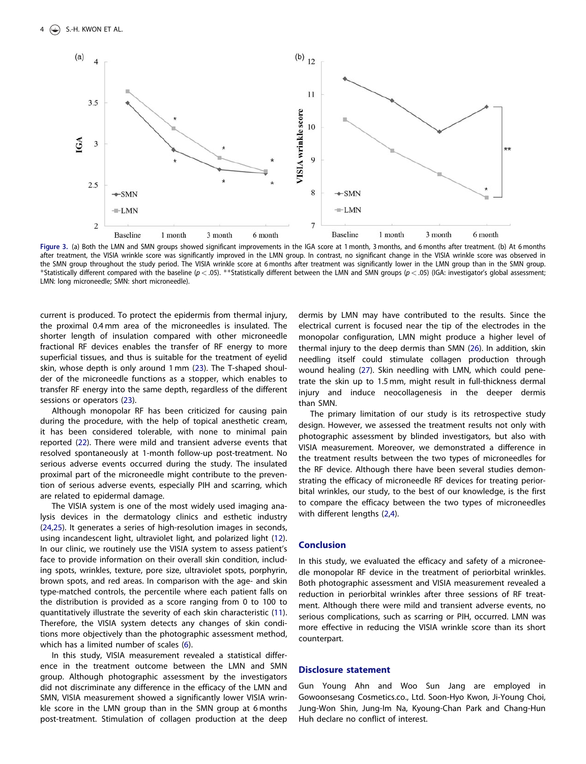Figure 3. (a) Both the LMN and SMN groups showed significant improvements in the IGA score at 1 month, 3 months, and 6 months after treatment. (b) At 6 months after treatment, the VISIA wrinkle score was significantly improved in the LMN group. In contrast, no significant change in the VISIA wrinkle score was observed in the SMN group throughout the study period. The VISIA wrinkle score at 6 months after treatment was significantly lower in the LMN group than in the SMN group. *Statistically different compared with the baseline ($p < .05$). **Statistically different between the LMN and SMN groups ($p < .05$) (IGA: investigator's global assessment; LMN: long microneedle; SMN: short microneedle).

current is produced. To protect the epidermis from thermal injury, the proximal 0.4 mm area of the microneedles is insulated. The shorter length of insulation compared with other microneedle fractional RF devices enables the transfer of RF energy to more superficial tissues, and thus is suitable for the treatment of eyelid skin, whose depth is only around 1 mm (23). The T-shaped shoulder of the microneedle functions as a stopper, which enables to transfer RF energy into the same depth, regardless of the different sessions or operators (23).

Although monopolar RF has been criticized for causing pain during the procedure, with the help of topical anesthetic cream, it has been considered tolerable, with none to minimal pain reported (22). There were mild and transient adverse events that resolved spontaneously at 1-month follow-up post-treatment. No serious adverse events occurred during the study. The insulated proximal part of the microneedle might contribute to the prevention of serious adverse events, especially PIH and scarring, which are related to epidermal damage.

The VISIA system is one of the most widely used imaging analysis devices in the dermatology clinics and esthetic industry (24,25). It generates a series of high-resolution images in seconds, using incandescent light, ultraviolet light, and polarized light (12). In our clinic, we routinely use the VISIA system to assess patient's face to provide information on their overall skin condition, including spots, wrinkles, texture, pore size, ultraviolet spots, porphyrin, brown spots, and red areas. In comparison with the age- and skin type-matched controls, the percentile where each patient falls on the distribution is provided as a score ranging from 0 to 100 to quantitatively illustrate the severity of each skin characteristic (11). Therefore, the VISIA system detects any changes of skin conditions more objectively than the photographic assessment method, which has a limited number of scales (6).

In this study, VISIA measurement revealed a statistical difference in the treatment outcome between the LMN and SMN group. Although photographic assessment by the investigators did not discriminate any difference in the efficacy of the LMN and SMN, VISIA measurement showed a significantly lower VISIA wrinkle score in the LMN group than in the SMN group at 6 months post-treatment. Stimulation of collagen production at the deep dermis by LMN may have contributed to the results. Since the electrical current is focused near the tip of the electrodes in the monopolar configuration, LMN might produce a higher level of thermal injury to the deep dermis than SMN (26). In addition, skin needling itself could stimulate collagen production through wound healing (27). Skin needling with LMN, which could penetrate the skin up to 1.5 mm, might result in full-thickness dermal injury and induce neocollagenesis in the deeper dermis than SMN.

The primary limitation of our study is its retrospective study design. However, we assessed the treatment results not only with photographic assessment by blinded investigators, but also with VISIA measurement. Moreover, we demonstrated a difference in the treatment results between the two types of microneedles for the RF device. Although there have been several studies demonstrating the efficacy of microneedle RF devices for treating periorbital wrinkles, our study, to the best of our knowledge, is the first to compare the efficacy between the two types of microneedles with different lengths (2,4).

## Conclusion

In this study, we evaluated the efficacy and safety of a microneedle monopolar RF device in the treatment of periorbital wrinkles. Both photographic assessment and VISIA measurement revealed a reduction in periorbital wrinkles after three sessions of RF treatment. Although there were mild and transient adverse events, no serious complications, such as scarring or PIH, occurred. LMN was more effective in reducing the VISIA wrinkle score than its short counterpart.

## Disclosure statement

Gun Young Ahn and Woo Sun Jang are employed in Gowoonsesang Cosmetics.co., Ltd. Soon-Hyo Kwon, Ji-Young Choi, Jung-Won Shin, Jung-Im Na, Kyoung-Chan Park and Chang-Hun Huh declare no conflict of interest.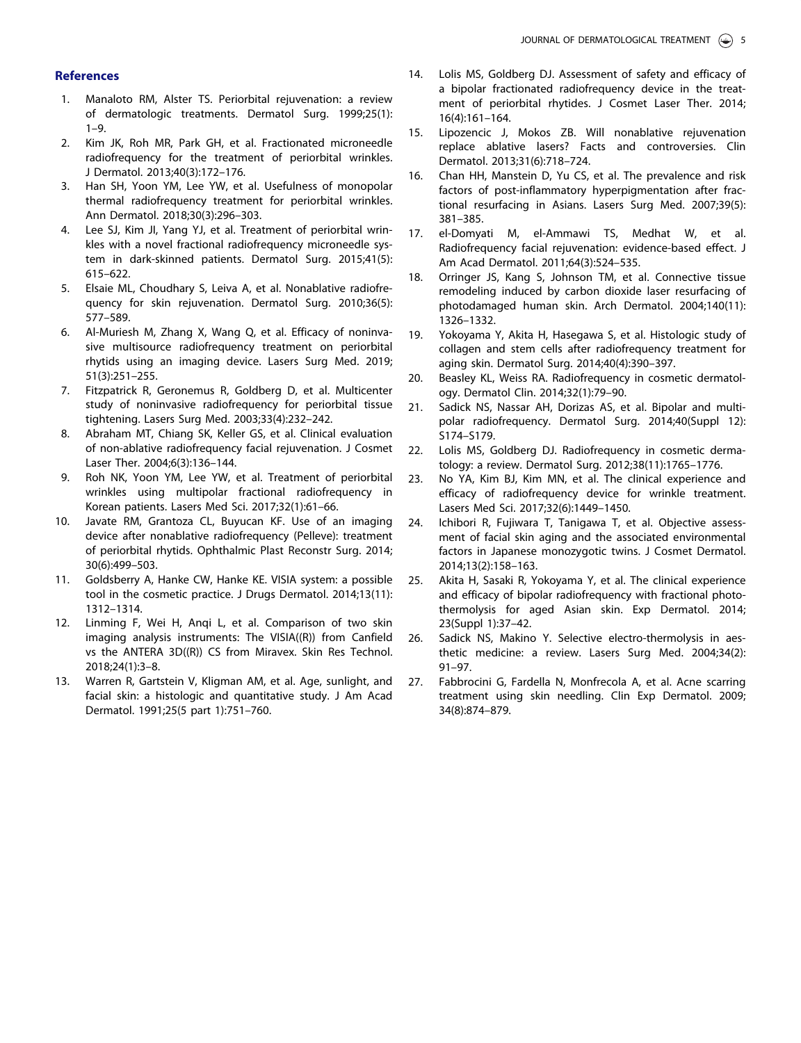## References

1. Manaloto RM, Alster TS. Periorbital rejuvenation: a review of dermatologic treatments. Dermatol Surg. 1999;25(1):1–9.
2. Kim JK, Roh MR, Park GH, et al. Fractionated microneedle radiofrequency for the treatment of periorbital wrinkles. J Dermatol. 2013;40(3):172–176.
3. Han SH, Yoon YM, Lee YW, et al. Usefulness of monopolar thermal radiofrequency treatment for periorbital wrinkles. Ann Dermatol. 2018;30(3):296–303.
4. Lee SJ, Kim JI, Yang YJ, et al. Treatment of periorbital wrinkles with a novel fractional radiofrequency microneedle system in dark-skinned patients. Dermatol Surg. 2015;41(5):615–622.
5. Elsaie ML, Choudhary S, Leiva A, et al. Nonablative radiofrequency for skin rejuvenation. Dermatol Surg. 2010;36(5):577–589.
6. Al-Muriesh M, Zhang X, Wang Q, et al. Efficacy of noninvasive multisource radiofrequency treatment on periorbital rhytids using an imaging device. Lasers Surg Med. 2019;51(3):251–255.
7. Fitzpatrick R, Geronemus R, Goldberg D, et al. Multicenter study of noninvasive radiofrequency for periorbital tissue tightening. Lasers Surg Med. 2003;33(4):232–242.
8. Abraham MT, Chiang SK, Keller GS, et al. Clinical evaluation of non-ablative radiofrequency facial rejuvenation. J Cosmet Laser Ther. 2004;6(3):136–144.
9. Roh NK, Yoon YM, Lee YW, et al. Treatment of periorbital wrinkles using multipolar fractional radiofrequency in Korean patients. Lasers Med Sci. 2017;32(1):61–66.
10. Javate RM, Grantoza CL, Buyucan KF. Use of an imaging device after nonablative radiofrequency (Pelleve): treatment of periorbital rhytids. Ophthalmic Plast Reconstr Surg. 2014;30(6):499–503.
11. Goldsberry A, Hanke CW, Hanke KE. VISIA system: a possible tool in the cosmetic practice. J Drugs Dermatol. 2014;13(11):1312–1314.
12. Linming F, Wei H, Anqi L, et al. Comparison of two skin imaging analysis instruments: The VISIA((R)) from Canfield vs the ANTERA 3D((R)) CS from Miravex. Skin Res Technol. 2018;24(1):3–8.
13. Warren R, Gartstein V, Kligman AM, et al. Age, sunlight, and facial skin: a histologic and quantitative study. J Am Acad Dermatol. 1991;25(5 part 1):751–760.
14. Lolis MS, Goldberg DJ. Assessment of safety and efficacy of a bipolar fractionated radiofrequency device in the treatment of periorbital rhytides. J Cosmet Laser Ther. 2014;16(4):161–164.
15. Lipozencic J, Mokos ZB. Will nonablative rejuvenation replace ablative lasers? Facts and controversies. Clin Dermatol. 2013;31(6):718–724.
16. Chan HH, Manstein D, Yu CS, et al. The prevalence and risk factors of post-inflammatory hyperpigmentation after fractional resurfacing in Asians. Lasers Surg Med. 2007;39(5):381–385.
17. el-Domyati M, el-Ammawi TS, Medhat W, et al. Radiofrequency facial rejuvenation: evidence-based effect. J Am Acad Dermatol. 2011;64(3):524–535.
18. Orringer JS, Kang S, Johnson TM, et al. Connective tissue remodeling induced by carbon dioxide laser resurfacing of photodamaged human skin. Arch Dermatol. 2004;140(11):1326–1332.
19. Yokoyama Y, Akita H, Hasegawa S, et al. Histologic study of collagen and stem cells after radiofrequency treatment for aging skin. Dermatol Surg. 2014;40(4):390–397.
20. Beasley KL, Weiss RA. Radiofrequency in cosmetic dermatology. Dermatol Clin. 2014;32(1):79–90.
21. Sadick NS, Nassar AH, Dorizas AS, et al. Bipolar and multipolar radiofrequency. Dermatol Surg. 2014;40(Suppl 12):S174–S179.
22. Lolis MS, Goldberg DJ. Radiofrequency in cosmetic dermatology: a review. Dermatol Surg. 2012;38(11):1765–1776.
23. No YA, Kim BJ, Kim MN, et al. The clinical experience and efficacy of radiofrequency device for wrinkle treatment. Lasers Med Sci. 2017;32(6):1449–1450.
24. Ichibori R, Fujiwara T, Tanigawa T, et al. Objective assessment of facial skin aging and the associated environmental factors in Japanese monozygotic twins. J Cosmet Dermatol. 2014;13(2):158–163.
25. Akita H, Sasaki R, Yokoyama Y, et al. The clinical experience and efficacy of bipolar radiofrequency with fractional photothermolysis for aged Asian skin. Exp Dermatol. 2014;23(Suppl 1):37–42.
26. Sadick NS, Makino Y. Selective electro-thermolysis in aesthetic medicine: a review. Lasers Surg Med. 2004;34(2):91–97.
27. Fabbrocini G, Fardella N, Monfrecola A, et al. Acne scarring treatment using skin needling. Clin Exp Dermatol. 2009;34(8):874–879.